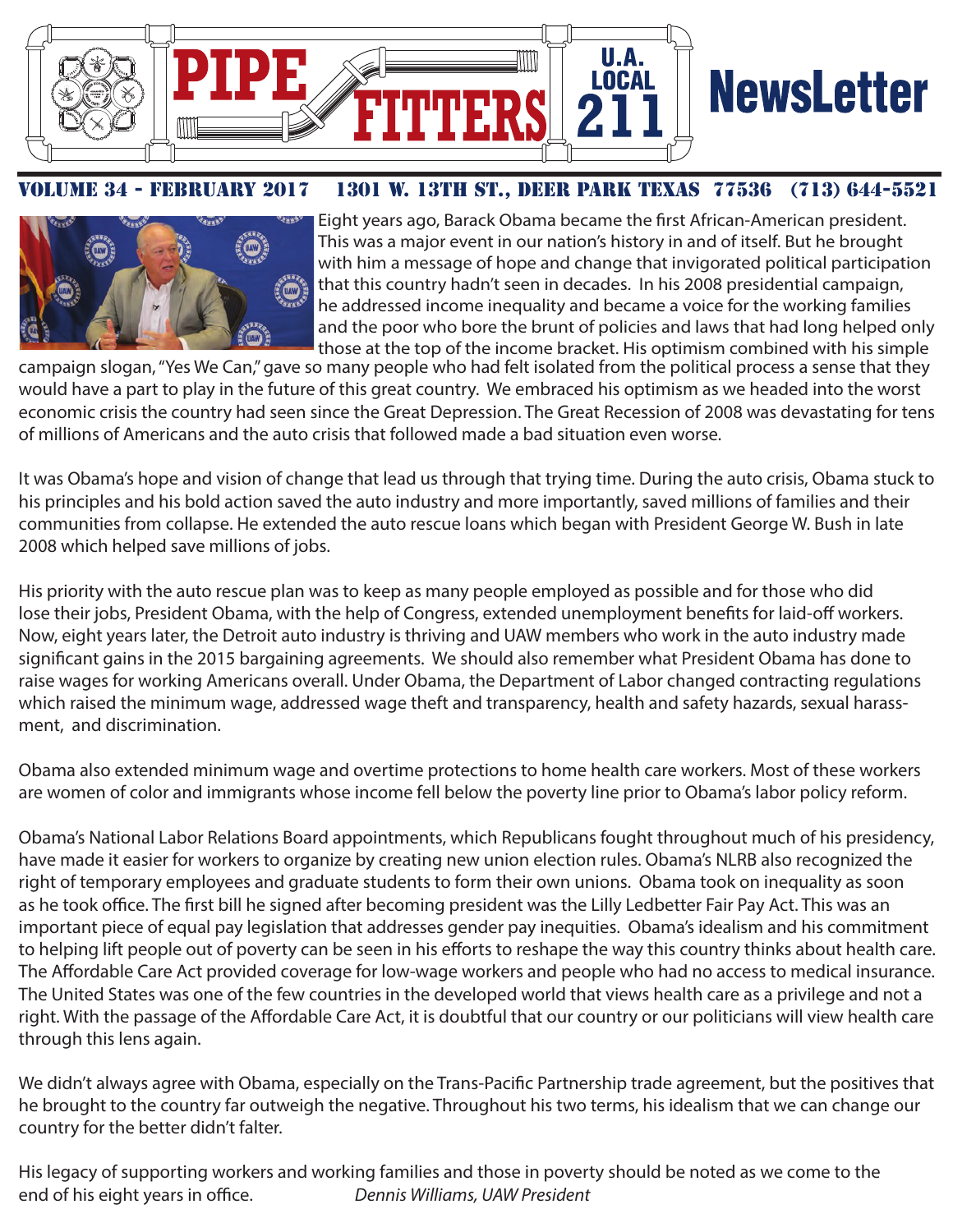# PIPE FITTERS U.A. LOCAL 211 NewsLetter

VOLUME 34 - FEBRUARY 2017    1301 W. 13TH ST., DEER PARK TEXAS 77536    (713) 644-5521

Eight years ago, Barack Obama became the first African-American president. This was a major event in our nation's history in and of itself. But he brought with him a message of hope and change that invigorated political participation that this country hadn't seen in decades. In his 2008 presidential campaign, he addressed income inequality and became a voice for the working families and the poor who bore the brunt of policies and laws that had long helped only those at the top of the income bracket. His optimism combined with his simple campaign slogan, "Yes We Can," gave so many people who had felt isolated from the political process a sense that they would have a part to play in the future of this great country. We embraced his optimism as we headed into the worst economic crisis the country had seen since the Great Depression. The Great Recession of 2008 was devastating for tens of millions of Americans and the auto crisis that followed made a bad situation even worse.

It was Obama's hope and vision of change that lead us through that trying time. During the auto crisis, Obama stuck to his principles and his bold action saved the auto industry and more importantly, saved millions of families and their communities from collapse. He extended the auto rescue loans which began with President George W. Bush in late 2008 which helped save millions of jobs.

His priority with the auto rescue plan was to keep as many people employed as possible and for those who did lose their jobs, President Obama, with the help of Congress, extended unemployment benefits for laid-off workers. Now, eight years later, the Detroit auto industry is thriving and UAW members who work in the auto industry made significant gains in the 2015 bargaining agreements. We should also remember what President Obama has done to raise wages for working Americans overall. Under Obama, the Department of Labor changed contracting regulations which raised the minimum wage, addressed wage theft and transparency, health and safety hazards, sexual harassment, and discrimination.

Obama also extended minimum wage and overtime protections to home health care workers. Most of these workers are women of color and immigrants whose income fell below the poverty line prior to Obama's labor policy reform.

Obama's National Labor Relations Board appointments, which Republicans fought throughout much of his presidency, have made it easier for workers to organize by creating new union election rules. Obama's NLRB also recognized the right of temporary employees and graduate students to form their own unions. Obama took on inequality as soon as he took office. The first bill he signed after becoming president was the Lilly Ledbetter Fair Pay Act. This was an important piece of equal pay legislation that addresses gender pay inequities. Obama's idealism and his commitment to helping lift people out of poverty can be seen in his efforts to reshape the way this country thinks about health care. The Affordable Care Act provided coverage for low-wage workers and people who had no access to medical insurance. The United States was one of the few countries in the developed world that views health care as a privilege and not a right. With the passage of the Affordable Care Act, it is doubtful that our country or our politicians will view health care through this lens again.

We didn't always agree with Obama, especially on the Trans-Pacific Partnership trade agreement, but the positives that he brought to the country far outweigh the negative. Throughout his two terms, his idealism that we can change our country for the better didn't falter.

His legacy of supporting workers and working families and those in poverty should be noted as we come to the end of his eight years in office. *Dennis Williams, UAW President*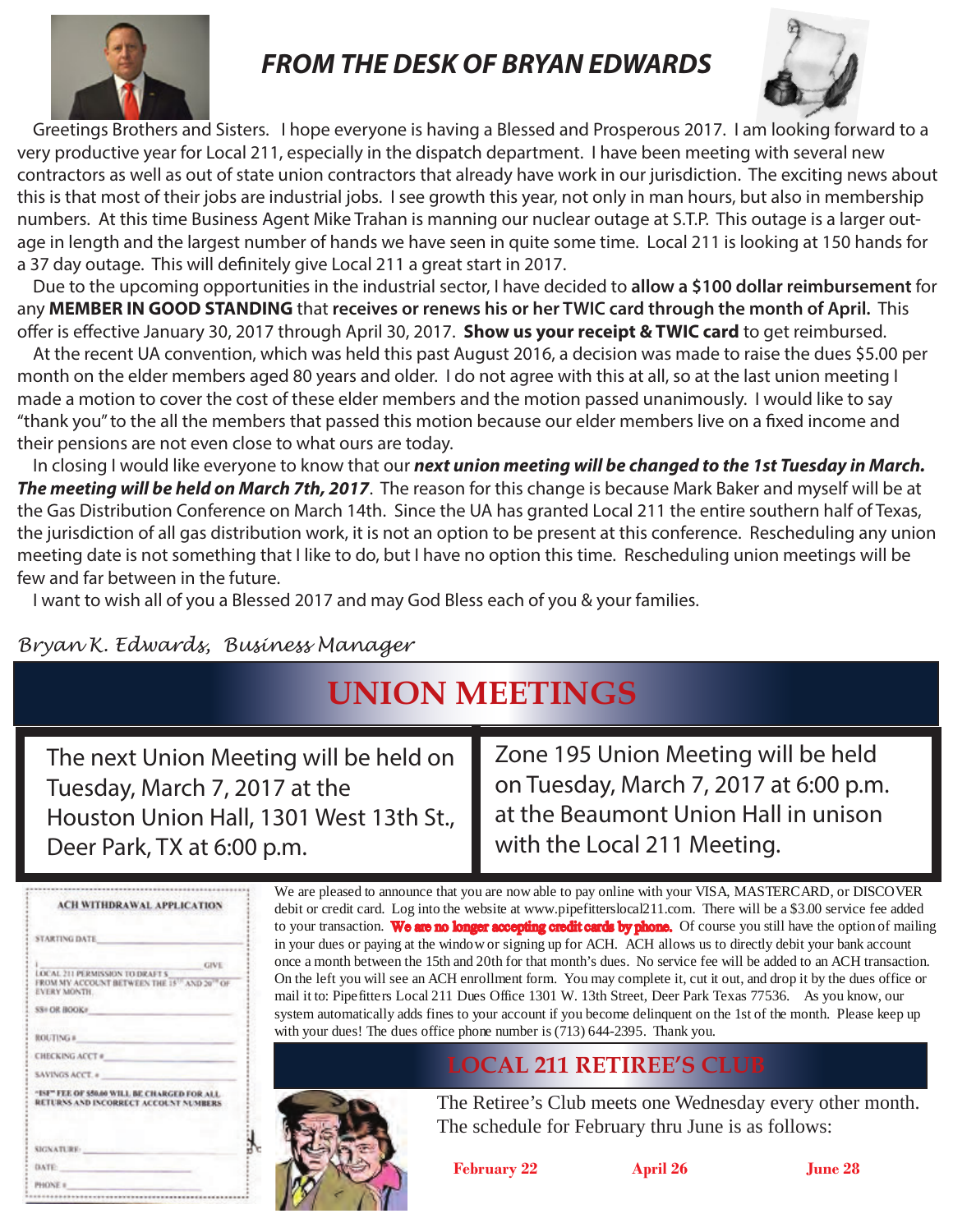# FROM THE DESK OF BRYAN EDWARDS

Greetings Brothers and Sisters. I hope everyone is having a Blessed and Prosperous 2017. I am looking forward to a very productive year for Local 211, especially in the dispatch department. I have been meeting with several new contractors as well as out of state union contractors that already have work in our jurisdiction. The exciting news about this is that most of their jobs are industrial jobs. I see growth this year, not only in man hours, but also in membership numbers. At this time Business Agent Mike Trahan is manning our nuclear outage at S.T.P. This outage is a larger outage in length and the largest number of hands we have seen in quite some time. Local 211 is looking at 150 hands for a 37 day outage. This will definitely give Local 211 a great start in 2017.

Due to the upcoming opportunities in the industrial sector, I have decided to **allow a $100 dollar reimbursement** for any **MEMBER IN GOOD STANDING** that **receives or renews his or her TWIC card through the month of April.** This offer is effective January 30, 2017 through April 30, 2017. **Show us your receipt & TWIC card** to get reimbursed.

At the recent UA convention, which was held this past August 2016, a decision was made to raise the dues $5.00 per month on the elder members aged 80 years and older. I do not agree with this at all, so at the last union meeting I made a motion to cover the cost of these elder members and the motion passed unanimously. I would like to say "thank you" to the all the members that passed this motion because our elder members live on a fixed income and their pensions are not even close to what ours are today.

In closing I would like everyone to know that our ***next union meeting will be changed to the 1st Tuesday in March. The meeting will be held on March 7th, 2017***. The reason for this change is because Mark Baker and myself will be at the Gas Distribution Conference on March 14th. Since the UA has granted Local 211 the entire southern half of Texas, the jurisdiction of all gas distribution work, it is not an option to be present at this conference. Rescheduling any union meeting date is not something that I like to do, but I have no option this time. Rescheduling union meetings will be few and far between in the future.

I want to wish all of you a Blessed 2017 and may God Bless each of you & your families.

*Bryan K. Edwards, Business Manager*

# UNION MEETINGS

The next Union Meeting will be held on Tuesday, March 7, 2017 at the Houston Union Hall, 1301 West 13th St., Deer Park, TX at 6:00 p.m.

Zone 195 Union Meeting will be held on Tuesday, March 7, 2017 at 6:00 p.m. at the Beaumont Union Hall in unison with the Local 211 Meeting.

**ACH WITHDRAWAL APPLICATION**

STARTING DATE ____________

I ____________ GIVE LOCAL 211 PERMISSION TO DRAFT $ ________ FROM MY ACCOUNT BETWEEN THE 15TH AND 20TH OF EVERY MONTH.

SS# OR BOOK# ____________

ROUTING # ____________

CHECKING ACCT # ____________

SAVINGS ACCT. # ____________

**"ISF" FEE OF $50.00 WILL BE CHARGED FOR ALL RETURNS AND INCORRECT ACCOUNT NUMBERS**

SIGNATURE ____________

DATE ____________

PHONE # ____________

We are pleased to announce that you are now able to pay online with your VISA, MASTERCARD, or DISCOVER debit or credit card. Log into the website at www.pipefitterslocal211.com. There will be a $3.00 service fee added to your transaction. **We are no longer accepting credit cards by phone.** Of course you still have the option of mailing in your dues or paying at the window or signing up for ACH. ACH allows us to directly debit your bank account once a month between the 15th and 20th for that month's dues. No service fee will be added to an ACH transaction. On the left you will see an ACH enrollment form. You may complete it, cut it out, and drop it by the dues office or mail it to: Pipefitters Local 211 Dues Office 1301 W. 13th Street, Deer Park Texas 77536. As you know, our system automatically adds fines to your account if you become delinquent on the 1st of the month. Please keep up with your dues! The dues office phone number is (713) 644-2395. Thank you.

## LOCAL 211 RETIREE'S CLUB

The Retiree's Club meets one Wednesday every other month. The schedule for February thru June is as follows:

**February 22** | **April 26** | **June 28**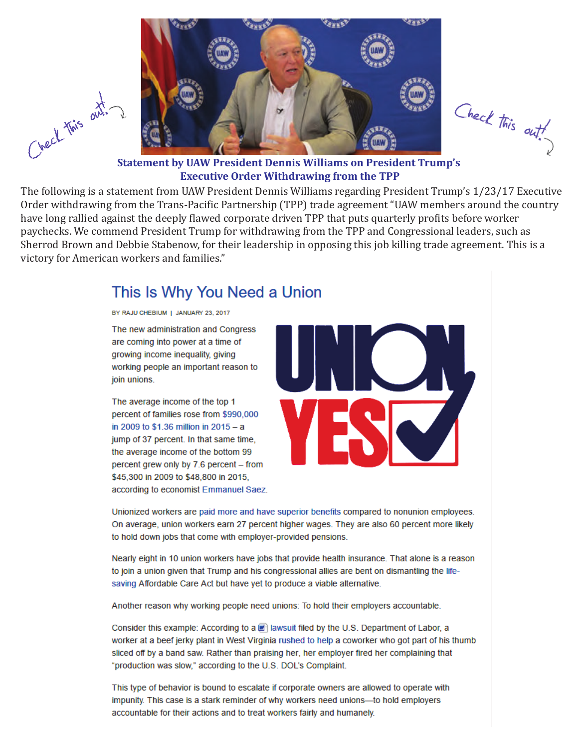Check this out!

Check this out!

## Statement by UAW President Dennis Williams on President Trump's Executive Order Withdrawing from the TPP

The following is a statement from UAW President Dennis Williams regarding President Trump's 1/23/17 Executive Order withdrawing from the Trans-Pacific Partnership (TPP) trade agreement "UAW members around the country have long rallied against the deeply flawed corporate driven TPP that puts quarterly profits before worker paychecks. We commend President Trump for withdrawing from the TPP and Congressional leaders, such as Sherrod Brown and Debbie Stabenow, for their leadership in opposing this job killing trade agreement. This is a victory for American workers and families."

## This Is Why You Need a Union

BY RAJU CHEBIUM | JANUARY 23, 2017

UNION YES

The new administration and Congress are coming into power at a time of growing income inequality, giving working people an important reason to join unions.

The average income of the top 1 percent of families rose from $990,000 in 2009 to $1.36 million in 2015 – a jump of 37 percent. In that same time, the average income of the bottom 99 percent grew only by 7.6 percent – from $45,300 in 2009 to $48,800 in 2015, according to economist Emmanuel Saez.

Unionized workers are paid more and have superior benefits compared to nonunion employees. On average, union workers earn 27 percent higher wages. They are also 60 percent more likely to hold down jobs that come with employer-provided pensions.

Nearly eight in 10 union workers have jobs that provide health insurance. That alone is a reason to join a union given that Trump and his congressional allies are bent on dismantling the life-saving Affordable Care Act but have yet to produce a viable alternative.

Another reason why working people need unions: To hold their employers accountable.

Consider this example: According to a lawsuit filed by the U.S. Department of Labor, a worker at a beef jerky plant in West Virginia rushed to help a coworker who got part of his thumb sliced off by a band saw. Rather than praising her, her employer fired her complaining that "production was slow," according to the U.S. DOL's Complaint.

This type of behavior is bound to escalate if corporate owners are allowed to operate with impunity. This case is a stark reminder of why workers need unions—to hold employers accountable for their actions and to treat workers fairly and humanely.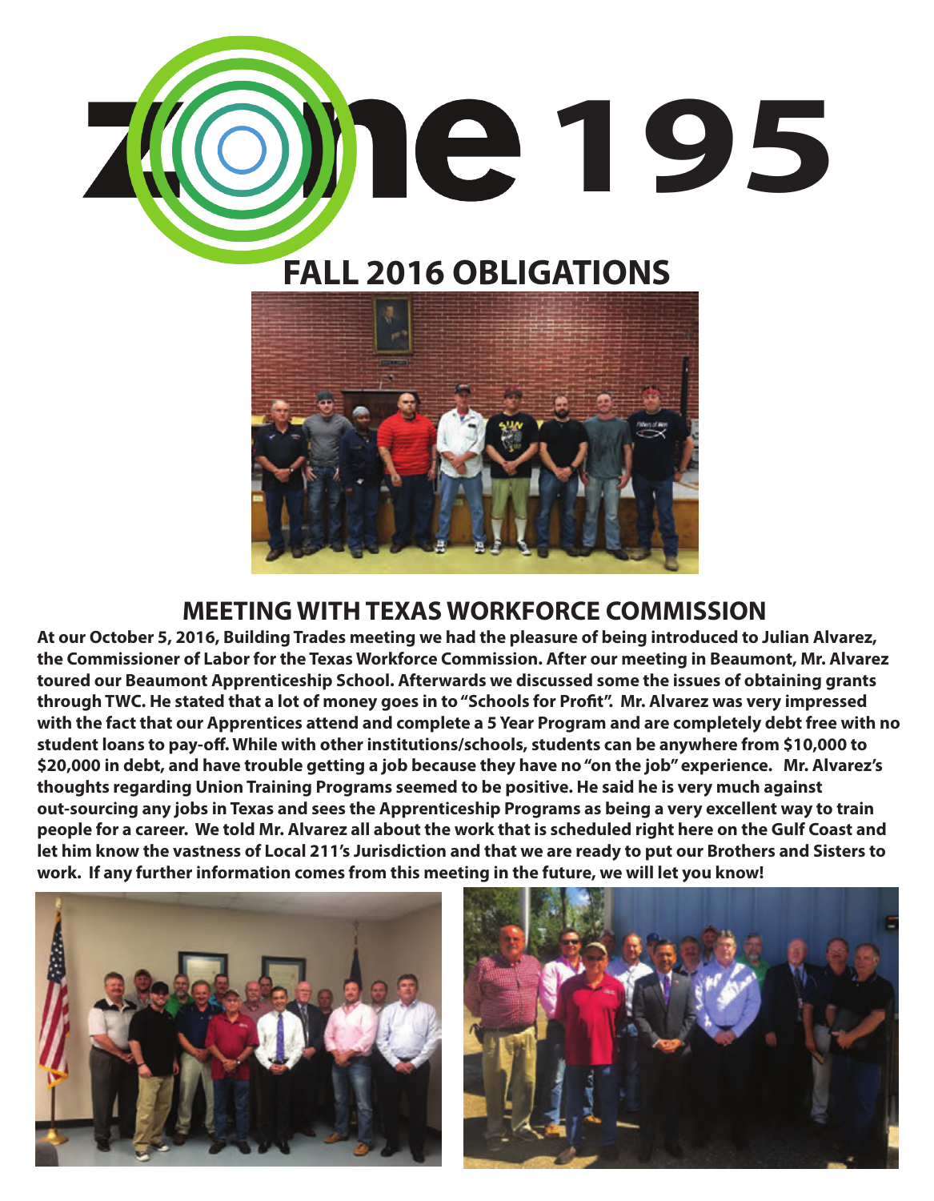# zone 195

## FALL 2016 OBLIGATIONS

## MEETING WITH TEXAS WORKFORCE COMMISSION

**At our October 5, 2016, Building Trades meeting we had the pleasure of being introduced to Julian Alvarez, the Commissioner of Labor for the Texas Workforce Commission. After our meeting in Beaumont, Mr. Alvarez toured our Beaumont Apprenticeship School. Afterwards we discussed some the issues of obtaining grants through TWC. He stated that a lot of money goes in to "Schools for Profit". Mr. Alvarez was very impressed with the fact that our Apprentices attend and complete a 5 Year Program and are completely debt free with no student loans to pay-off. While with other institutions/schools, students can be anywhere from $10,000 to $20,000 in debt, and have trouble getting a job because they have no "on the job" experience. Mr. Alvarez's thoughts regarding Union Training Programs seemed to be positive. He said he is very much against out-sourcing any jobs in Texas and sees the Apprenticeship Programs as being a very excellent way to train people for a career. We told Mr. Alvarez all about the work that is scheduled right here on the Gulf Coast and let him know the vastness of Local 211's Jurisdiction and that we are ready to put our Brothers and Sisters to work. If any further information comes from this meeting in the future, we will let you know!**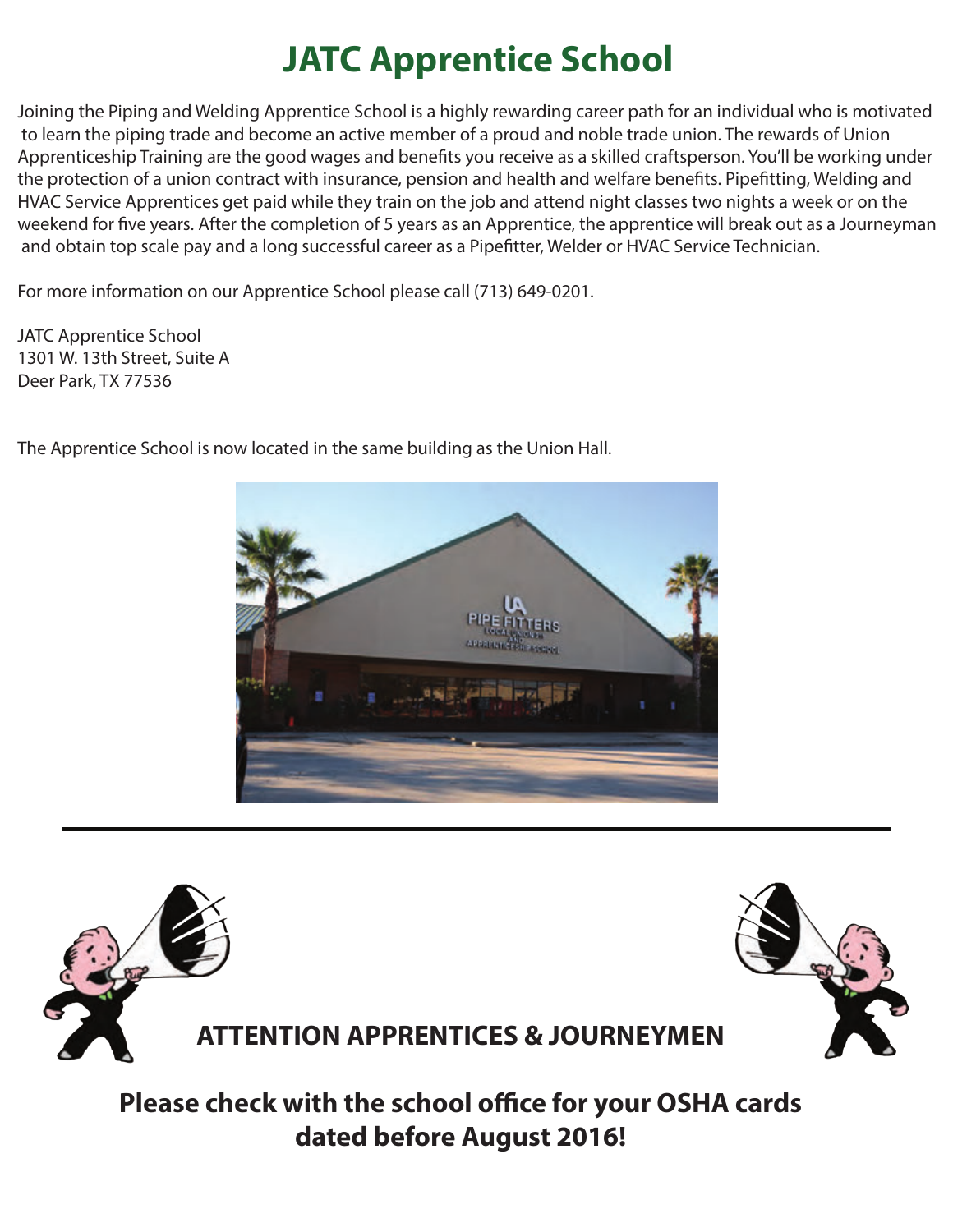# JATC Apprentice School

Joining the Piping and Welding Apprentice School is a highly rewarding career path for an individual who is motivated to learn the piping trade and become an active member of a proud and noble trade union. The rewards of Union Apprenticeship Training are the good wages and benefits you receive as a skilled craftsperson. You'll be working under the protection of a union contract with insurance, pension and health and welfare benefits. Pipefitting, Welding and HVAC Service Apprentices get paid while they train on the job and attend night classes two nights a week or on the weekend for five years. After the completion of 5 years as an Apprentice, the apprentice will break out as a Journeyman and obtain top scale pay and a long successful career as a Pipefitter, Welder or HVAC Service Technician.

For more information on our Apprentice School please call (713) 649-0201.

JATC Apprentice School
1301 W. 13th Street, Suite A
Deer Park, TX 77536

The Apprentice School is now located in the same building as the Union Hall.

---

## ATTENTION APPRENTICES & JOURNEYMEN

**Please check with the school office for your OSHA cards dated before August 2016!**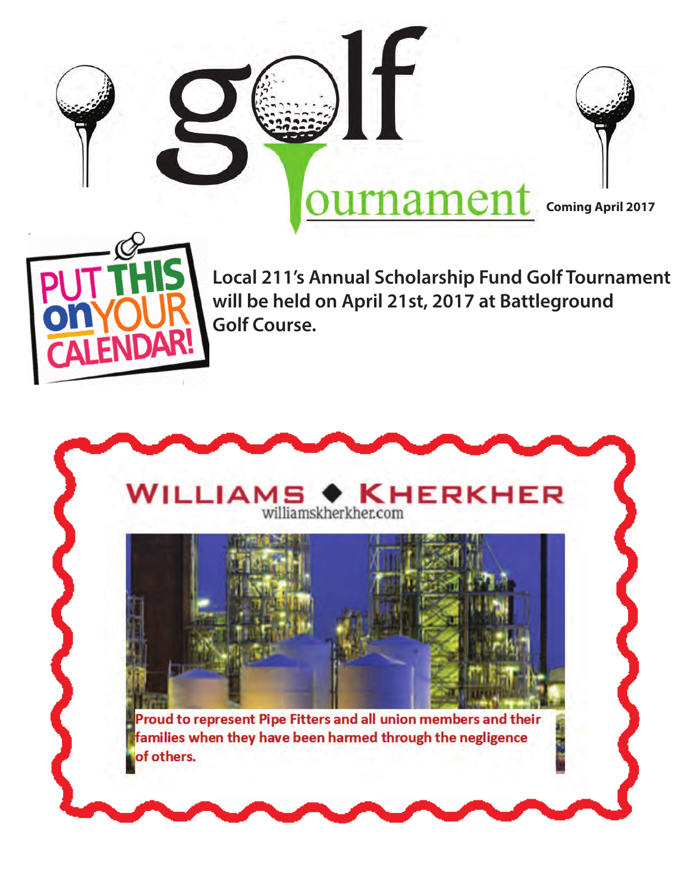# golf Tournament

**Coming April 2017**

PUT THIS on YOUR CALENDAR!

**Local 211's Annual Scholarship Fund Golf Tournament will be held on April 21st, 2017 at Battleground Golf Course.**

WILLIAMS ◆ KHERKHER

williamskherkher.com

Proud to represent Pipe Fitters and all union members and their families when they have been harmed through the negligence of others.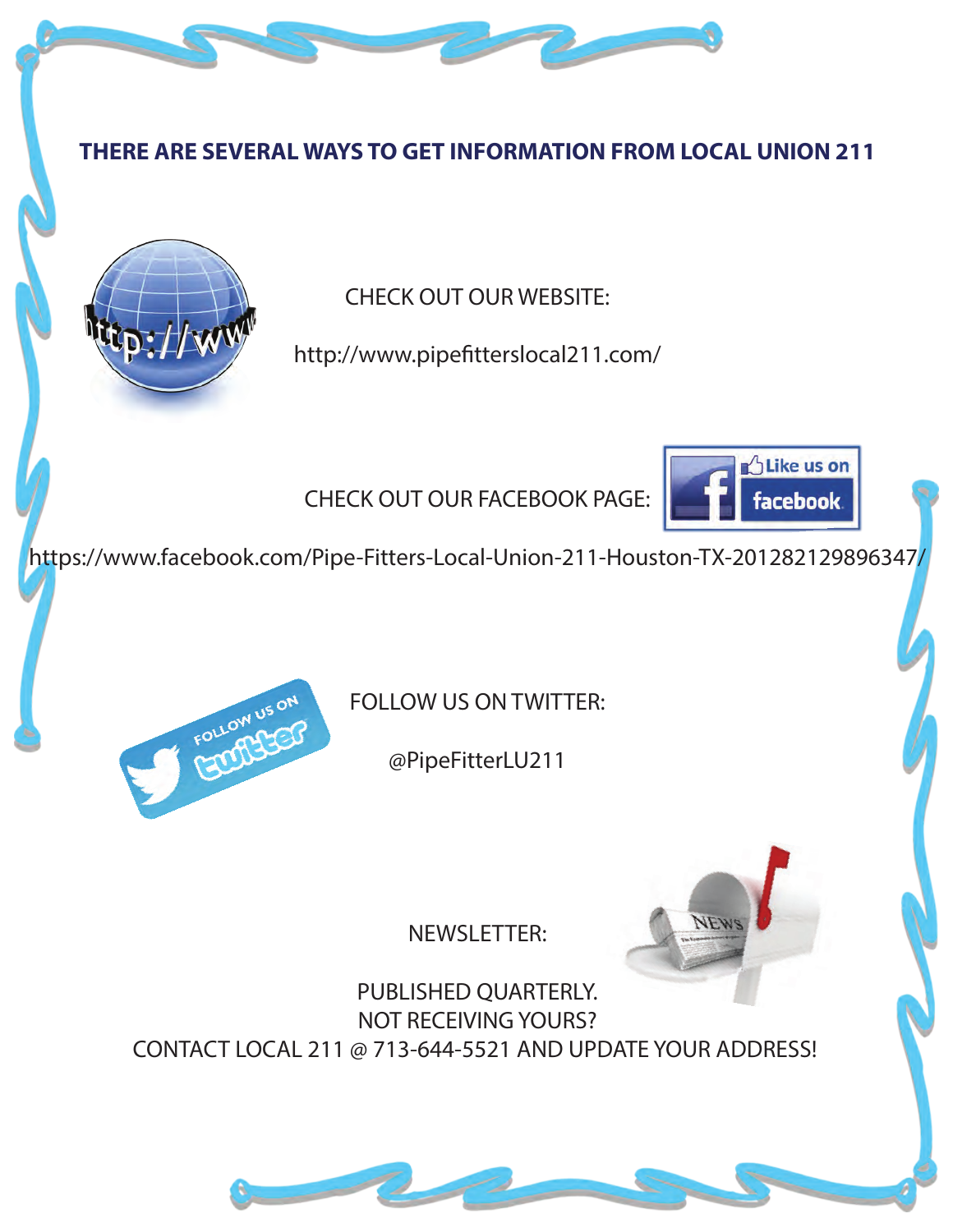## THERE ARE SEVERAL WAYS TO GET INFORMATION FROM LOCAL UNION 211

CHECK OUT OUR WEBSITE:

http://www.pipefitterslocal211.com/

CHECK OUT OUR FACEBOOK PAGE:

https://www.facebook.com/Pipe-Fitters-Local-Union-211-Houston-TX-201282129896347/

FOLLOW US ON TWITTER:

@PipeFitterLU211

NEWSLETTER:

PUBLISHED QUARTERLY.
NOT RECEIVING YOURS?
CONTACT LOCAL 211 @ 713-644-5521 AND UPDATE YOUR ADDRESS!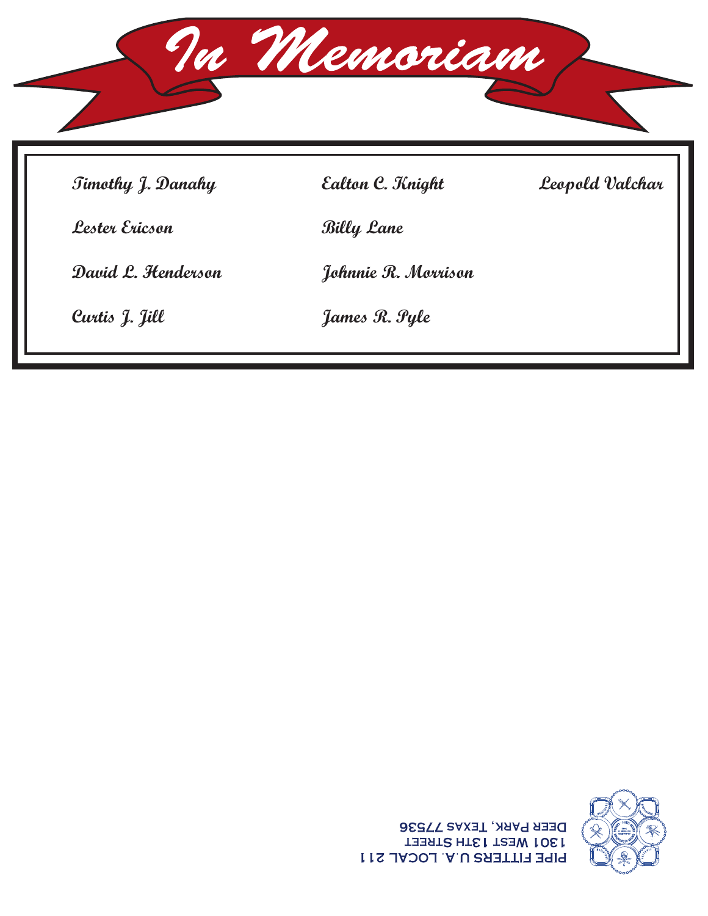# In Memoriam

Timothy J. Danahy

Lester Ericson

David L. Henderson

Curtis J. Jill

Ealton C. Knight

Billy Lane

Johnnie R. Morrison

James R. Pyle

Leopold Valchar

PIPE FITTERS U.A. LOCAL 211
1301 WEST 13TH STREET
DEER PARK, TEXAS 77536